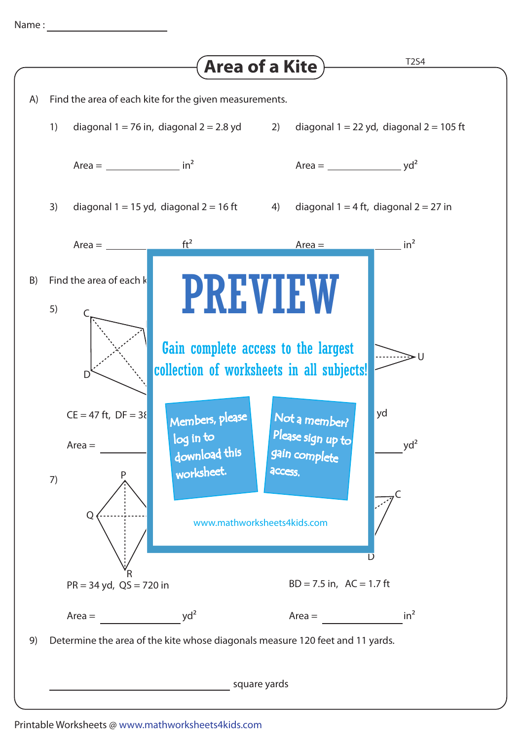Name : ____________________

# Area of a Kite

T2S4

A) Find the area of each kite for the given measurements.

1) diagonal 1 = 76 in, diagonal 2 = 2.8 yd

Area = ____________ in²

2) diagonal 1 = 22 yd, diagonal 2 = 105 ft

Area = ____________ yd²

3) diagonal 1 = 15 yd, diagonal 2 = 16 ft

Area = ____________ ft²

4) diagonal 1 = 4 ft, diagonal 2 = 27 in

Area = ____________ in²

B) Find the area of each k

5)

C

D

U

CE = 47 ft, DF = 38

yd

Area = ____________

yd²

7)

P

Q

R

C

D

PR = 34 yd, QS = 720 in

Area = ____________ yd²

BD = 7.5 in, AC = 1.7 ft

Area = ____________ in²

PREVIEW

Gain complete access to the largest collection of worksheets in all subjects!

Members, please log in to download this worksheet.

Not a member? Please sign up to gain complete access.

www.mathworksheets4kids.com

9) Determine the area of the kite whose diagonals measure 120 feet and 11 yards.

____________________ square yards

Printable Worksheets @ www.mathworksheets4kids.com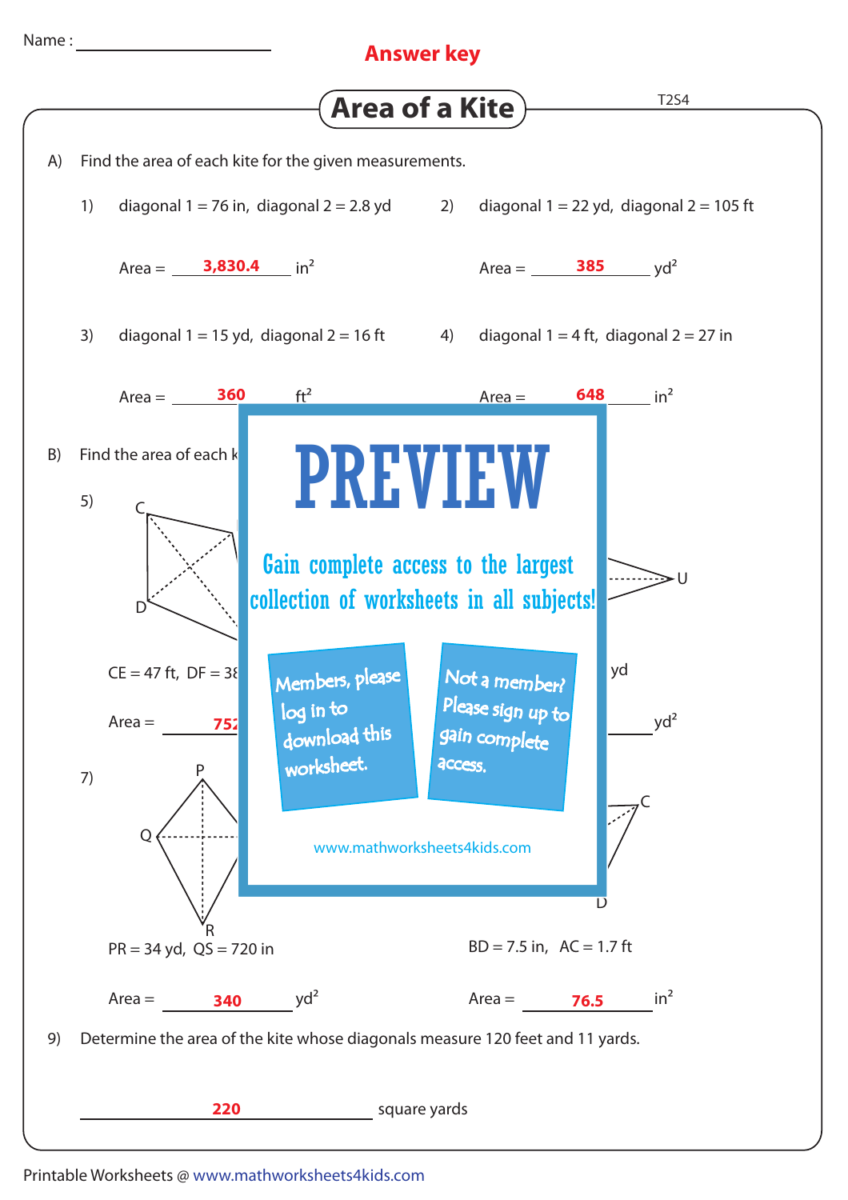Name : ____________________

**Answer key**

# Area of a Kite

T2S4

A) Find the area of each kite for the given measurements.

1) diagonal 1 = 76 in, diagonal 2 = 2.8 yd

Area = **3,830.4** $in^2$

2) diagonal 1 = 22 yd, diagonal 2 = 105 ft

Area = **385** $yd^2$

3) diagonal 1 = 15 yd, diagonal 2 = 16 ft

Area = **360** $ft^2$

4) diagonal 1 = 4 ft, diagonal 2 = 27 in

Area = **648** $in^2$

B) Find the area of each k

5)

C

D

U

CE = 47 ft, DF = 38

yd

Area = **752**

$yd^2$

7)

P

Q

R

C

D

PR = 34 yd, QS = 720 in

Area = **340** $yd^2$

BD = 7.5 in, AC = 1.7 ft

Area = **76.5** $in^2$

9) Determine the area of the kite whose diagonals measure 120 feet and 11 yards.

**220** square yards

PREVIEW

Gain complete access to the largest collection of worksheets in all subjects!

Members, please log in to download this worksheet.

Not a member? Please sign up to gain complete access.

www.mathworksheets4kids.com

Printable Worksheets @ www.mathworksheets4kids.com